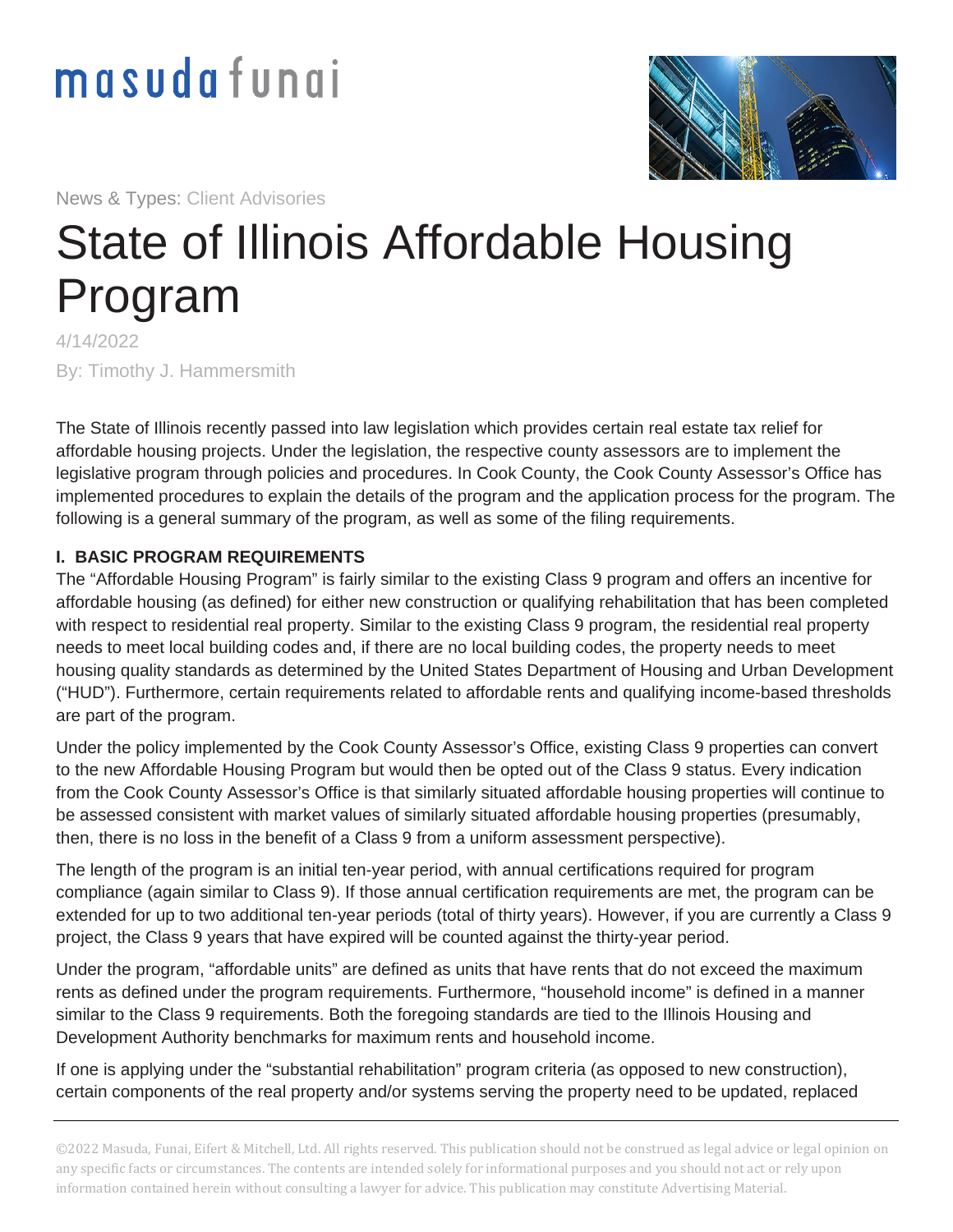News & Types: Client Advisories

# State of Illinois Affordable Housing Program

4/14/2022

By: Timothy J. Hammersmith

The State of Illinois recently passed into law legislation which provides certain real estate tax relief for affordable housing projects. Under the legislation, the respective county assessors are to implement the legislative program through policies and procedures. In Cook County, the Cook County Assessor's Office has implemented procedures to explain the details of the program and the application process for the program. The following is a general summary of the program, as well as some of the filing requirements.

## I. BASIC PROGRAM REQUIREMENTS

The "Affordable Housing Program" is fairly similar to the existing Class 9 program and offers an incentive for affordable housing (as defined) for either new construction or qualifying rehabilitation that has been completed with respect to residential real property. Similar to the existing Class 9 program, the residential real property needs to meet local building codes and, if there are no local building codes, the property needs to meet housing quality standards as determined by the United States Department of Housing and Urban Development ("HUD"). Furthermore, certain requirements related to affordable rents and qualifying income-based thresholds are part of the program.

Under the policy implemented by the Cook County Assessor's Office, existing Class 9 properties can convert to the new Affordable Housing Program but would then be opted out of the Class 9 status. Every indication from the Cook County Assessor's Office is that similarly situated affordable housing properties will continue to be assessed consistent with market values of similarly situated affordable housing properties (presumably, then, there is no loss in the benefit of a Class 9 from a uniform assessment perspective).

The length of the program is an initial ten-year period, with annual certifications required for program compliance (again similar to Class 9). If those annual certification requirements are met, the program can be extended for up to two additional ten-year periods (total of thirty years). However, if you are currently a Class 9 project, the Class 9 years that have expired will be counted against the thirty-year period.

Under the program, "affordable units" are defined as units that have rents that do not exceed the maximum rents as defined under the program requirements. Furthermore, "household income" is defined in a manner similar to the Class 9 requirements. Both the foregoing standards are tied to the Illinois Housing and Development Authority benchmarks for maximum rents and household income.

If one is applying under the "substantial rehabilitation" program criteria (as opposed to new construction), certain components of the real property and/or systems serving the property need to be updated, replaced

©2022 Masuda, Funai, Eifert & Mitchell, Ltd. All rights reserved. This publication should not be construed as legal advice or legal opinion on any specific facts or circumstances. The contents are intended solely for informational purposes and you should not act or rely upon information contained herein without consulting a lawyer for advice. This publication may constitute Advertising Material.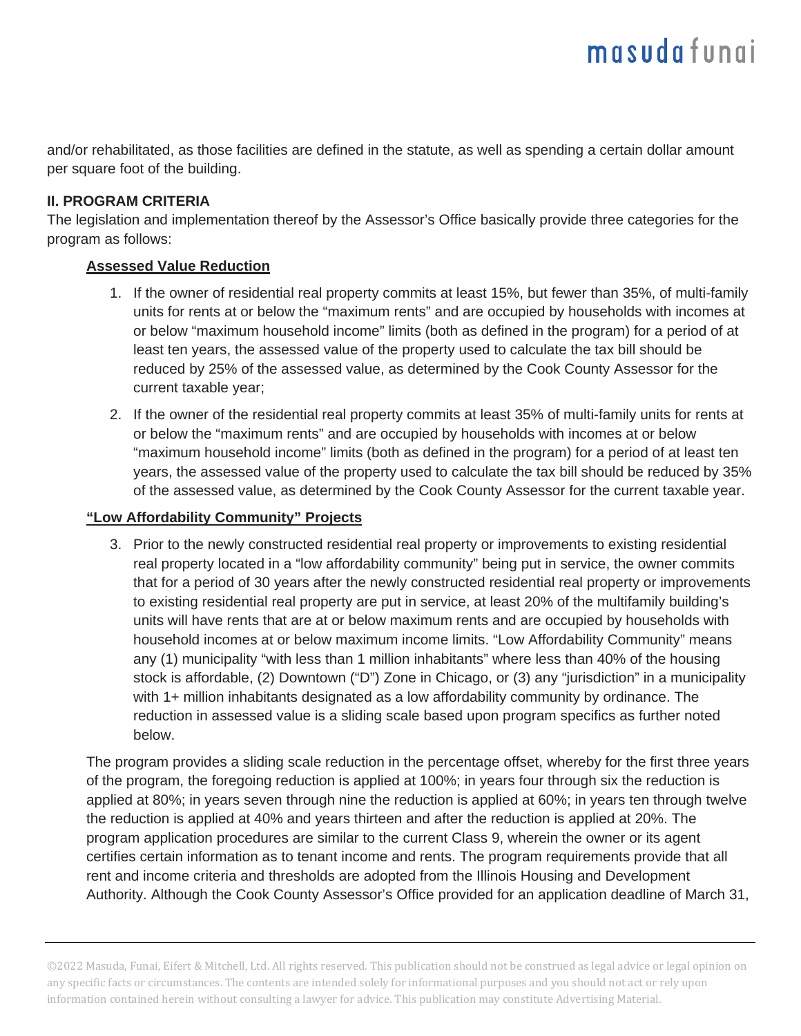and/or rehabilitated, as those facilities are defined in the statute, as well as spending a certain dollar amount per square foot of the building.

**II. PROGRAM CRITERIA**

The legislation and implementation thereof by the Assessor's Office basically provide three categories for the program as follows:

**Assessed Value Reduction**

1. If the owner of residential real property commits at least 15%, but fewer than 35%, of multi-family units for rents at or below the "maximum rents" and are occupied by households with incomes at or below "maximum household income" limits (both as defined in the program) for a period of at least ten years, the assessed value of the property used to calculate the tax bill should be reduced by 25% of the assessed value, as determined by the Cook County Assessor for the current taxable year;

2. If the owner of the residential real property commits at least 35% of multi-family units for rents at or below the "maximum rents" and are occupied by households with incomes at or below "maximum household income" limits (both as defined in the program) for a period of at least ten years, the assessed value of the property used to calculate the tax bill should be reduced by 35% of the assessed value, as determined by the Cook County Assessor for the current taxable year.

**"Low Affordability Community" Projects**

3. Prior to the newly constructed residential real property or improvements to existing residential real property located in a "low affordability community" being put in service, the owner commits that for a period of 30 years after the newly constructed residential real property or improvements to existing residential real property are put in service, at least 20% of the multifamily building's units will have rents that are at or below maximum rents and are occupied by households with household incomes at or below maximum income limits. "Low Affordability Community" means any (1) municipality "with less than 1 million inhabitants" where less than 40% of the housing stock is affordable, (2) Downtown ("D") Zone in Chicago, or (3) any "jurisdiction" in a municipality with 1+ million inhabitants designated as a low affordability community by ordinance. The reduction in assessed value is a sliding scale based upon program specifics as further noted below.

The program provides a sliding scale reduction in the percentage offset, whereby for the first three years of the program, the foregoing reduction is applied at 100%; in years four through six the reduction is applied at 80%; in years seven through nine the reduction is applied at 60%; in years ten through twelve the reduction is applied at 40% and years thirteen and after the reduction is applied at 20%. The program application procedures are similar to the current Class 9, wherein the owner or its agent certifies certain information as to tenant income and rents. The program requirements provide that all rent and income criteria and thresholds are adopted from the Illinois Housing and Development Authority. Although the Cook County Assessor's Office provided for an application deadline of March 31,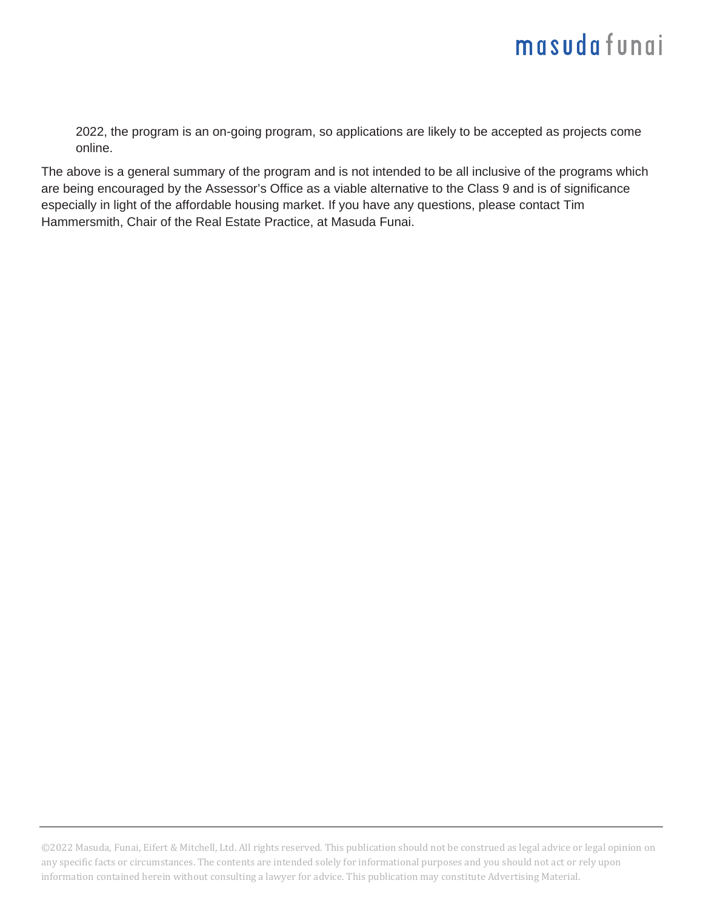2022, the program is an on-going program, so applications are likely to be accepted as projects come online.

The above is a general summary of the program and is not intended to be all inclusive of the programs which are being encouraged by the Assessor's Office as a viable alternative to the Class 9 and is of significance especially in light of the affordable housing market. If you have any questions, please contact Tim Hammersmith, Chair of the Real Estate Practice, at Masuda Funai.

©2022 Masuda, Funai, Eifert & Mitchell, Ltd. All rights reserved. This publication should not be construed as legal advice or legal opinion on any specific facts or circumstances. The contents are intended solely for informational purposes and you should not act or rely upon information contained herein without consulting a lawyer for advice. This publication may constitute Advertising Material.